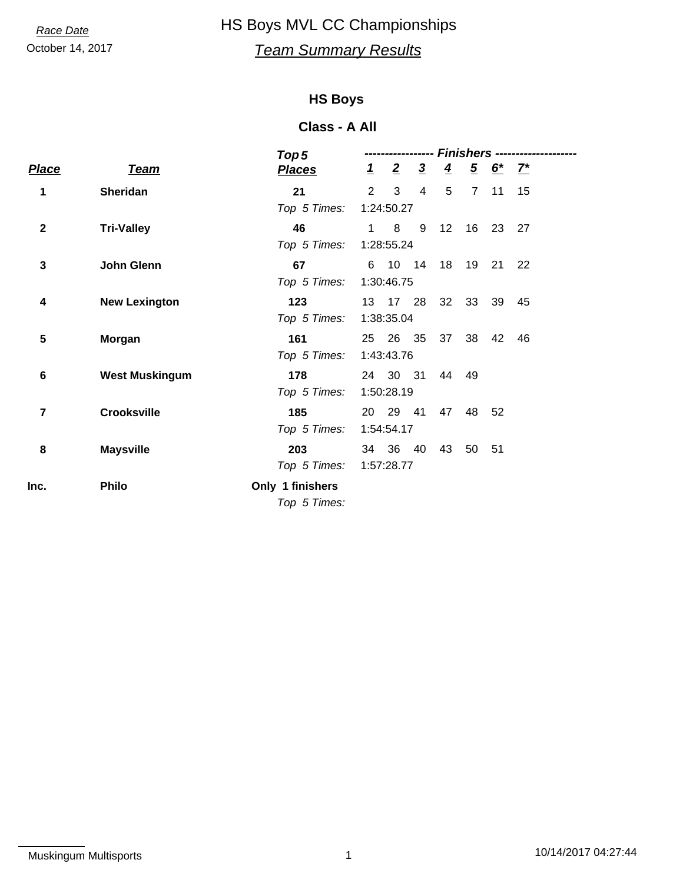Race Date

October 14, 2017

# HS Boys MVL CC Championships

## *Team Summary Results*

### HS Boys

### Class - A All

| Place | Team | Top 5 Places | 1 | 2 | 3 | 4 | 5 | 6* | 7* |
|---|---|---|---|---|---|---|---|---|---|
| **1** | **Sheridan** | **21** | 2 | 3 | 4 | 5 | 7 | 11 | 15 |
| | | *Top 5 Times:* | 1:24:50.27 | | | | | | |
| **2** | **Tri-Valley** | **46** | 1 | 8 | 9 | 12 | 16 | 23 | 27 |
| | | *Top 5 Times:* | 1:28:55.24 | | | | | | |
| **3** | **John Glenn** | **67** | 6 | 10 | 14 | 18 | 19 | 21 | 22 |
| | | *Top 5 Times:* | 1:30:46.75 | | | | | | |
| **4** | **New Lexington** | **123** | 13 | 17 | 28 | 32 | 33 | 39 | 45 |
| | | *Top 5 Times:* | 1:38:35.04 | | | | | | |
| **5** | **Morgan** | **161** | 25 | 26 | 35 | 37 | 38 | 42 | 46 |
| | | *Top 5 Times:* | 1:43:43.76 | | | | | | |
| **6** | **West Muskingum** | **178** | 24 | 30 | 31 | 44 | 49 | | |
| | | *Top 5 Times:* | 1:50:28.19 | | | | | | |
| **7** | **Crooksville** | **185** | 20 | 29 | 41 | 47 | 48 | 52 | |
| | | *Top 5 Times:* | 1:54:54.17 | | | | | | |
| **8** | **Maysville** | **203** | 34 | 36 | 40 | 43 | 50 | 51 | |
| | | *Top 5 Times:* | 1:57:28.77 | | | | | | |
| **Inc.** | **Philo** | **Only 1 finishers** | | | | | | | |
| | | *Top 5 Times:* | | | | | | | |

Muskingum Multisports

10/14/2017 04:27:44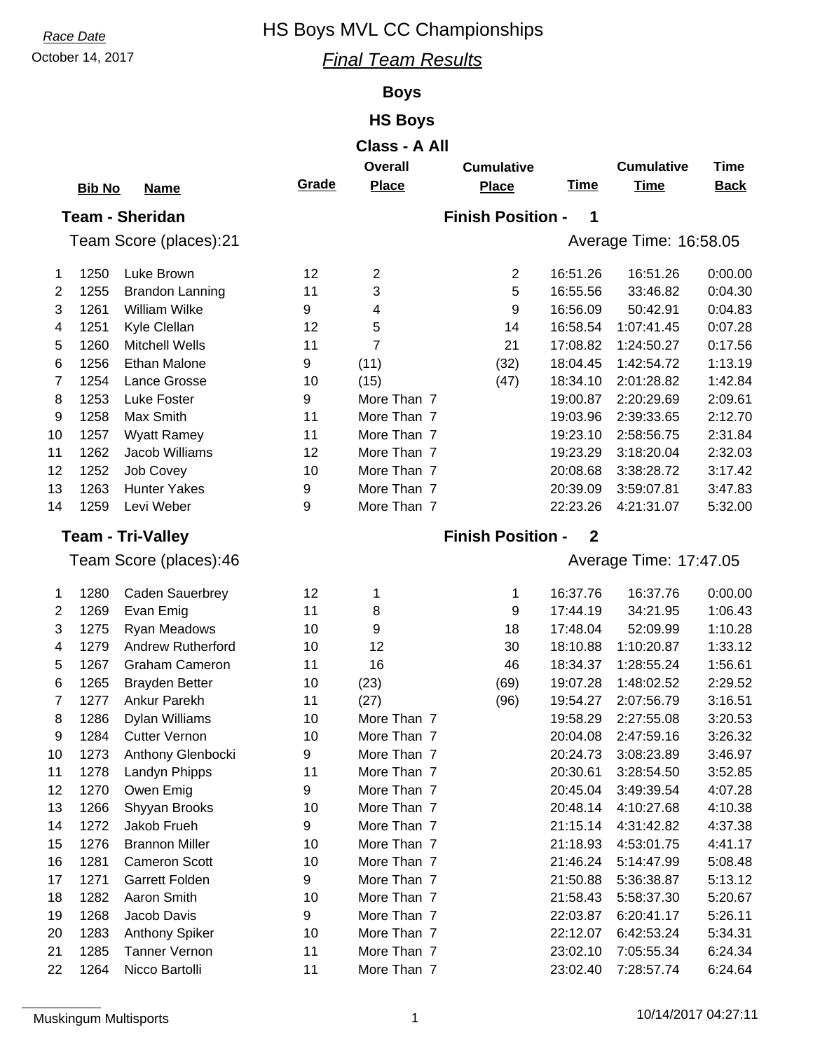*Race Date*

October 14, 2017

# HS Boys MVL CC Championships

## *Final Team Results*

### Boys

### HS Boys

### Class - A All

| | Bib No | Name | Grade | Overall Place | Cumulative Place | Time | Cumulative Time | Time Back |
|---|---|---|---|---|---|---|---|---|
| **Team - Sheridan** | | | | | **Finish Position - 1** | | | |
| Team Score (places):21 | | | | | | Average Time: 16:58.05 | | |
| 1 | 1250 | Luke Brown | 12 | 2 | 2 | 16:51.26 | 16:51.26 | 0:00.00 |
| 2 | 1255 | Brandon Lanning | 11 | 3 | 5 | 16:55.56 | 33:46.82 | 0:04.30 |
| 3 | 1261 | William Wilke | 9 | 4 | 9 | 16:56.09 | 50:42.91 | 0:04.83 |
| 4 | 1251 | Kyle Clellan | 12 | 5 | 14 | 16:58.54 | 1:07:41.45 | 0:07.28 |
| 5 | 1260 | Mitchell Wells | 11 | 7 | 21 | 17:08.82 | 1:24:50.27 | 0:17.56 |
| 6 | 1256 | Ethan Malone | 9 | (11) | (32) | 18:04.45 | 1:42:54.72 | 1:13.19 |
| 7 | 1254 | Lance Grosse | 10 | (15) | (47) | 18:34.10 | 2:01:28.82 | 1:42.84 |
| 8 | 1253 | Luke Foster | 9 | More Than 7 | | 19:00.87 | 2:20:29.69 | 2:09.61 |
| 9 | 1258 | Max Smith | 11 | More Than 7 | | 19:03.96 | 2:39:33.65 | 2:12.70 |
| 10 | 1257 | Wyatt Ramey | 11 | More Than 7 | | 19:23.10 | 2:58:56.75 | 2:31.84 |
| 11 | 1262 | Jacob Williams | 12 | More Than 7 | | 19:23.29 | 3:18:20.04 | 2:32.03 |
| 12 | 1252 | Job Covey | 10 | More Than 7 | | 20:08.68 | 3:38:28.72 | 3:17.42 |
| 13 | 1263 | Hunter Yakes | 9 | More Than 7 | | 20:39.09 | 3:59:07.81 | 3:47.83 |
| 14 | 1259 | Levi Weber | 9 | More Than 7 | | 22:23.26 | 4:21:31.07 | 5:32.00 |
| **Team - Tri-Valley** | | | | | **Finish Position - 2** | | | |
| Team Score (places):46 | | | | | | Average Time: 17:47.05 | | |
| 1 | 1280 | Caden Sauerbrey | 12 | 1 | 1 | 16:37.76 | 16:37.76 | 0:00.00 |
| 2 | 1269 | Evan Emig | 11 | 8 | 9 | 17:44.19 | 34:21.95 | 1:06.43 |
| 3 | 1275 | Ryan Meadows | 10 | 9 | 18 | 17:48.04 | 52:09.99 | 1:10.28 |
| 4 | 1279 | Andrew Rutherford | 10 | 12 | 30 | 18:10.88 | 1:10:20.87 | 1:33.12 |
| 5 | 1267 | Graham Cameron | 11 | 16 | 46 | 18:34.37 | 1:28:55.24 | 1:56.61 |
| 6 | 1265 | Brayden Better | 10 | (23) | (69) | 19:07.28 | 1:48:02.52 | 2:29.52 |
| 7 | 1277 | Ankur Parekh | 11 | (27) | (96) | 19:54.27 | 2:07:56.79 | 3:16.51 |
| 8 | 1286 | Dylan Williams | 10 | More Than 7 | | 19:58.29 | 2:27:55.08 | 3:20.53 |
| 9 | 1284 | Cutter Vernon | 10 | More Than 7 | | 20:04.08 | 2:47:59.16 | 3:26.32 |
| 10 | 1273 | Anthony Glenbocki | 9 | More Than 7 | | 20:24.73 | 3:08:23.89 | 3:46.97 |
| 11 | 1278 | Landyn Phipps | 11 | More Than 7 | | 20:30.61 | 3:28:54.50 | 3:52.85 |
| 12 | 1270 | Owen Emig | 9 | More Than 7 | | 20:45.04 | 3:49:39.54 | 4:07.28 |
| 13 | 1266 | Shyyan Brooks | 10 | More Than 7 | | 20:48.14 | 4:10:27.68 | 4:10.38 |
| 14 | 1272 | Jakob Frueh | 9 | More Than 7 | | 21:15.14 | 4:31:42.82 | 4:37.38 |
| 15 | 1276 | Brannon Miller | 10 | More Than 7 | | 21:18.93 | 4:53:01.75 | 4:41.17 |
| 16 | 1281 | Cameron Scott | 10 | More Than 7 | | 21:46.24 | 5:14:47.99 | 5:08.48 |
| 17 | 1271 | Garrett Folden | 9 | More Than 7 | | 21:50.88 | 5:36:38.87 | 5:13.12 |
| 18 | 1282 | Aaron Smith | 10 | More Than 7 | | 21:58.43 | 5:58:37.30 | 5:20.67 |
| 19 | 1268 | Jacob Davis | 9 | More Than 7 | | 22:03.87 | 6:20:41.17 | 5:26.11 |
| 20 | 1283 | Anthony Spiker | 10 | More Than 7 | | 22:12.07 | 6:42:53.24 | 5:34.31 |
| 21 | 1285 | Tanner Vernon | 11 | More Than 7 | | 23:02.10 | 7:05:55.34 | 6:24.34 |
| 22 | 1264 | Nicco Bartolli | 11 | More Than 7 | | 23:02.40 | 7:28:57.74 | 6:24.64 |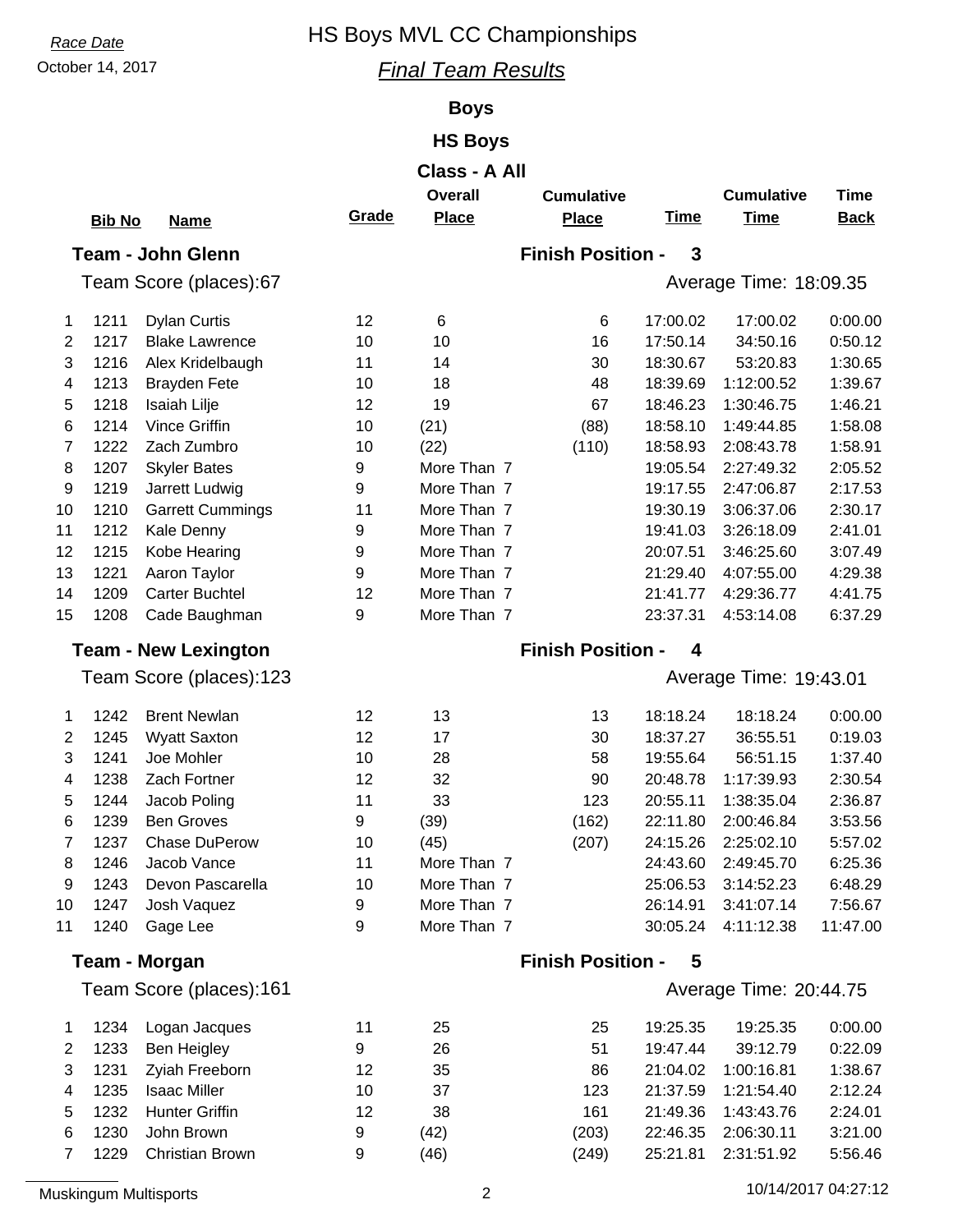*Race Date*

October 14, 2017

# HS Boys MVL CC Championships

## *Final Team Results*

### Boys

### HS Boys

### Class - A All

**Team - John Glenn** — **Finish Position - 3**

Team Score (places):67 — Average Time: 18:09.35

| | Bib No | Name | Grade | Overall Place | Cumulative Place | Time | Cumulative Time | Time Back |
|---|---|---|---|---|---|---|---|---|
| 1 | 1211 | Dylan Curtis | 12 | 6 | 6 | 17:00.02 | 17:00.02 | 0:00.00 |
| 2 | 1217 | Blake Lawrence | 10 | 10 | 16 | 17:50.14 | 34:50.16 | 0:50.12 |
| 3 | 1216 | Alex Kridelbaugh | 11 | 14 | 30 | 18:30.67 | 53:20.83 | 1:30.65 |
| 4 | 1213 | Brayden Fete | 10 | 18 | 48 | 18:39.69 | 1:12:00.52 | 1:39.67 |
| 5 | 1218 | Isaiah Lilje | 12 | 19 | 67 | 18:46.23 | 1:30:46.75 | 1:46.21 |
| 6 | 1214 | Vince Griffin | 10 | (21) | (88) | 18:58.10 | 1:49:44.85 | 1:58.08 |
| 7 | 1222 | Zach Zumbro | 10 | (22) | (110) | 18:58.93 | 2:08:43.78 | 1:58.91 |
| 8 | 1207 | Skyler Bates | 9 | More Than 7 | | 19:05.54 | 2:27:49.32 | 2:05.52 |
| 9 | 1219 | Jarrett Ludwig | 9 | More Than 7 | | 19:17.55 | 2:47:06.87 | 2:17.53 |
| 10 | 1210 | Garrett Cummings | 11 | More Than 7 | | 19:30.19 | 3:06:37.06 | 2:30.17 |
| 11 | 1212 | Kale Denny | 9 | More Than 7 | | 19:41.03 | 3:26:18.09 | 2:41.01 |
| 12 | 1215 | Kobe Hearing | 9 | More Than 7 | | 20:07.51 | 3:46:25.60 | 3:07.49 |
| 13 | 1221 | Aaron Taylor | 9 | More Than 7 | | 21:29.40 | 4:07:55.00 | 4:29.38 |
| 14 | 1209 | Carter Buchtel | 12 | More Than 7 | | 21:41.77 | 4:29:36.77 | 4:41.75 |
| 15 | 1208 | Cade Baughman | 9 | More Than 7 | | 23:37.31 | 4:53:14.08 | 6:37.29 |

**Team - New Lexington** — **Finish Position - 4**

Team Score (places):123 — Average Time: 19:43.01

| | Bib No | Name | Grade | Overall Place | Cumulative Place | Time | Cumulative Time | Time Back |
|---|---|---|---|---|---|---|---|---|
| 1 | 1242 | Brent Newlan | 12 | 13 | 13 | 18:18.24 | 18:18.24 | 0:00.00 |
| 2 | 1245 | Wyatt Saxton | 12 | 17 | 30 | 18:37.27 | 36:55.51 | 0:19.03 |
| 3 | 1241 | Joe Mohler | 10 | 28 | 58 | 19:55.64 | 56:51.15 | 1:37.40 |
| 4 | 1238 | Zach Fortner | 12 | 32 | 90 | 20:48.78 | 1:17:39.93 | 2:30.54 |
| 5 | 1244 | Jacob Poling | 11 | 33 | 123 | 20:55.11 | 1:38:35.04 | 2:36.87 |
| 6 | 1239 | Ben Groves | 9 | (39) | (162) | 22:11.80 | 2:00:46.84 | 3:53.56 |
| 7 | 1237 | Chase DuPerow | 10 | (45) | (207) | 24:15.26 | 2:25:02.10 | 5:57.02 |
| 8 | 1246 | Jacob Vance | 11 | More Than 7 | | 24:43.60 | 2:49:45.70 | 6:25.36 |
| 9 | 1243 | Devon Pascarella | 10 | More Than 7 | | 25:06.53 | 3:14:52.23 | 6:48.29 |
| 10 | 1247 | Josh Vaquez | 9 | More Than 7 | | 26:14.91 | 3:41:07.14 | 7:56.67 |
| 11 | 1240 | Gage Lee | 9 | More Than 7 | | 30:05.24 | 4:11:12.38 | 11:47.00 |

**Team - Morgan** — **Finish Position - 5**

Team Score (places):161 — Average Time: 20:44.75

| | Bib No | Name | Grade | Overall Place | Cumulative Place | Time | Cumulative Time | Time Back |
|---|---|---|---|---|---|---|---|---|
| 1 | 1234 | Logan Jacques | 11 | 25 | 25 | 19:25.35 | 19:25.35 | 0:00.00 |
| 2 | 1233 | Ben Heigley | 9 | 26 | 51 | 19:47.44 | 39:12.79 | 0:22.09 |
| 3 | 1231 | Zyiah Freeborn | 12 | 35 | 86 | 21:04.02 | 1:00:16.81 | 1:38.67 |
| 4 | 1235 | Isaac Miller | 10 | 37 | 123 | 21:37.59 | 1:21:54.40 | 2:12.24 |
| 5 | 1232 | Hunter Griffin | 12 | 38 | 161 | 21:49.36 | 1:43:43.76 | 2:24.01 |
| 6 | 1230 | John Brown | 9 | (42) | (203) | 22:46.35 | 2:06:30.11 | 3:21.00 |
| 7 | 1229 | Christian Brown | 9 | (46) | (249) | 25:21.81 | 2:31:51.92 | 5:56.46 |

Muskingum Multisports — 10/14/2017 04:27:12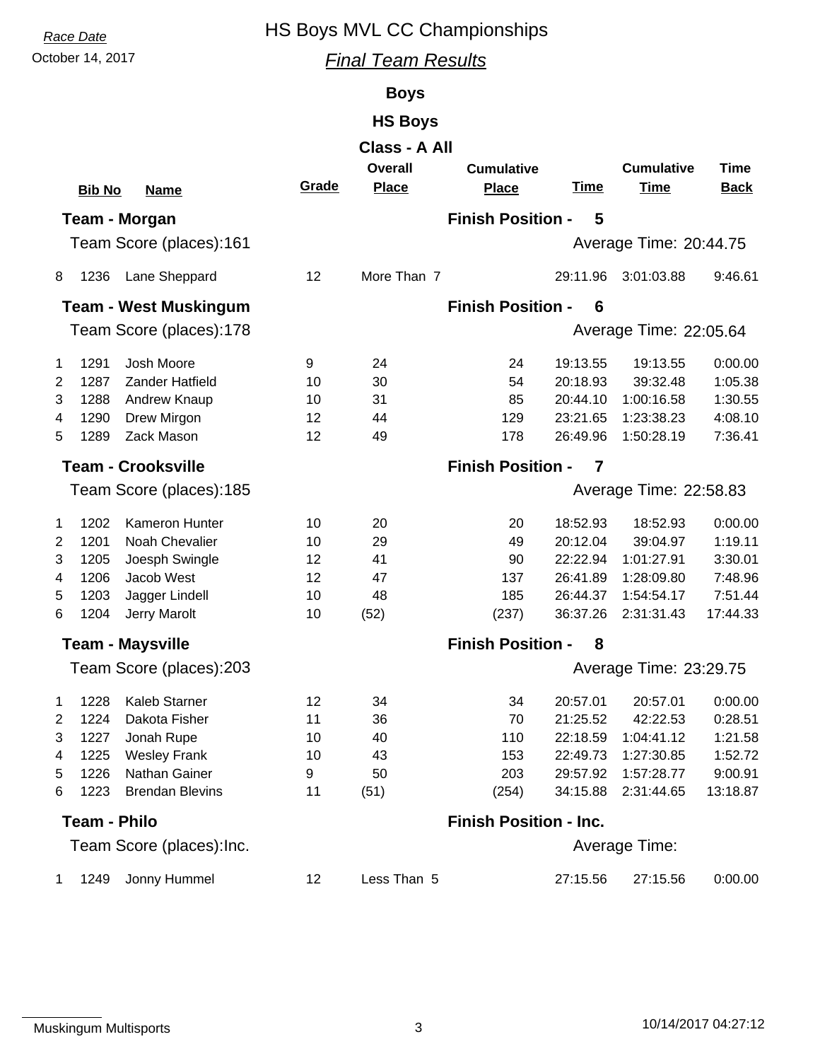*Race Date*

October 14, 2017

# HS Boys MVL CC Championships

## *Final Team Results*

### Boys

### HS Boys

### Class - A All

**Team - Morgan** — Finish Position - 5

Team Score (places):161 — Average Time: 20:44.75

| # | Bib No | Name | Grade | Overall Place | Cumulative Place | Time | Cumulative Time | Time Back |
|---|---|---|---|---|---|---|---|---|
| 8 | 1236 | Lane Sheppard | 12 | More Than 7 | | 29:11.96 | 3:01:03.88 | 9:46.61 |

**Team - West Muskingum** — Finish Position - 6

Team Score (places):178 — Average Time: 22:05.64

| # | Bib No | Name | Grade | Overall Place | Cumulative Place | Time | Cumulative Time | Time Back |
|---|---|---|---|---|---|---|---|---|
| 1 | 1291 | Josh Moore | 9 | 24 | 24 | 19:13.55 | 19:13.55 | 0:00.00 |
| 2 | 1287 | Zander Hatfield | 10 | 30 | 54 | 20:18.93 | 39:32.48 | 1:05.38 |
| 3 | 1288 | Andrew Knaup | 10 | 31 | 85 | 20:44.10 | 1:00:16.58 | 1:30.55 |
| 4 | 1290 | Drew Mirgon | 12 | 44 | 129 | 23:21.65 | 1:23:38.23 | 4:08.10 |
| 5 | 1289 | Zack Mason | 12 | 49 | 178 | 26:49.96 | 1:50:28.19 | 7:36.41 |

**Team - Crooksville** — Finish Position - 7

Team Score (places):185 — Average Time: 22:58.83

| # | Bib No | Name | Grade | Overall Place | Cumulative Place | Time | Cumulative Time | Time Back |
|---|---|---|---|---|---|---|---|---|
| 1 | 1202 | Kameron Hunter | 10 | 20 | 20 | 18:52.93 | 18:52.93 | 0:00.00 |
| 2 | 1201 | Noah Chevalier | 10 | 29 | 49 | 20:12.04 | 39:04.97 | 1:19.11 |
| 3 | 1205 | Joesph Swingle | 12 | 41 | 90 | 22:22.94 | 1:01:27.91 | 3:30.01 |
| 4 | 1206 | Jacob West | 12 | 47 | 137 | 26:41.89 | 1:28:09.80 | 7:48.96 |
| 5 | 1203 | Jagger Lindell | 10 | 48 | 185 | 26:44.37 | 1:54:54.17 | 7:51.44 |
| 6 | 1204 | Jerry Marolt | 10 | (52) | (237) | 36:37.26 | 2:31:31.43 | 17:44.33 |

**Team - Maysville** — Finish Position - 8

Team Score (places):203 — Average Time: 23:29.75

| # | Bib No | Name | Grade | Overall Place | Cumulative Place | Time | Cumulative Time | Time Back |
|---|---|---|---|---|---|---|---|---|
| 1 | 1228 | Kaleb Starner | 12 | 34 | 34 | 20:57.01 | 20:57.01 | 0:00.00 |
| 2 | 1224 | Dakota Fisher | 11 | 36 | 70 | 21:25.52 | 42:22.53 | 0:28.51 |
| 3 | 1227 | Jonah Rupe | 10 | 40 | 110 | 22:18.59 | 1:04:41.12 | 1:21.58 |
| 4 | 1225 | Wesley Frank | 10 | 43 | 153 | 22:49.73 | 1:27:30.85 | 1:52.72 |
| 5 | 1226 | Nathan Gainer | 9 | 50 | 203 | 29:57.92 | 1:57:28.77 | 9:00.91 |
| 6 | 1223 | Brendan Blevins | 11 | (51) | (254) | 34:15.88 | 2:31:44.65 | 13:18.87 |

**Team - Philo** — Finish Position - Inc.

Team Score (places):Inc. — Average Time:

| # | Bib No | Name | Grade | Overall Place | Cumulative Place | Time | Cumulative Time | Time Back |
|---|---|---|---|---|---|---|---|---|
| 1 | 1249 | Jonny Hummel | 12 | Less Than 5 | | 27:15.56 | 27:15.56 | 0:00.00 |

Muskingum Multisports — 10/14/2017 04:27:12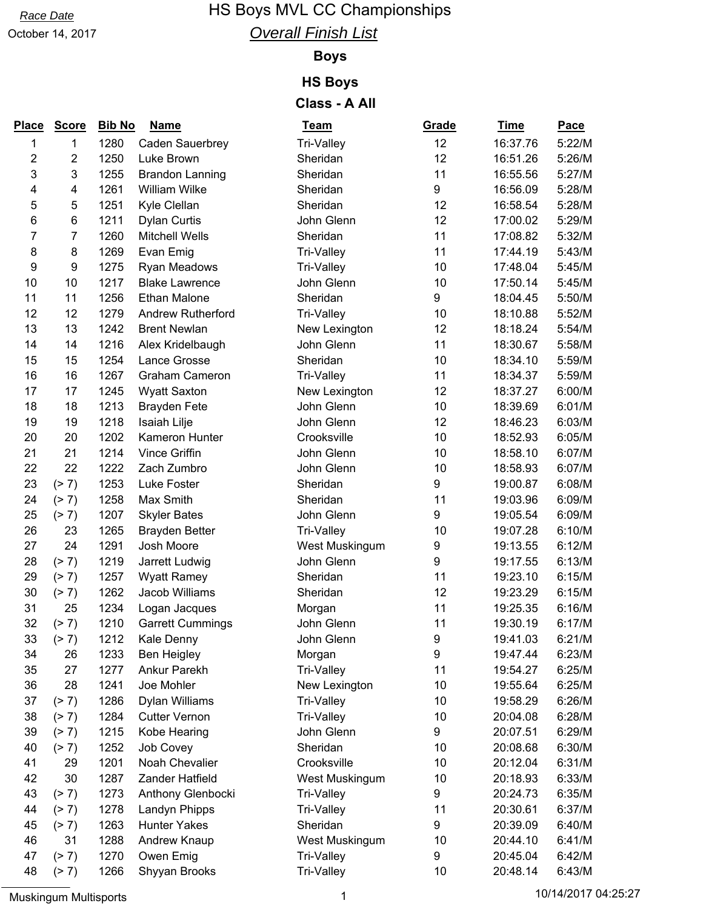Race Date

October 14, 2017

# HS Boys MVL CC Championships

## *Overall Finish List*

### Boys

### HS Boys

### Class - A All

| Place | Score | Bib No | Name | Team | Grade | Time | Pace |
|---|---|---|---|---|---|---|---|
| 1 | 1 | 1280 | Caden Sauerbrey | Tri-Valley | 12 | 16:37.76 | 5:22/M |
| 2 | 2 | 1250 | Luke Brown | Sheridan | 12 | 16:51.26 | 5:26/M |
| 3 | 3 | 1255 | Brandon Lanning | Sheridan | 11 | 16:55.56 | 5:27/M |
| 4 | 4 | 1261 | William Wilke | Sheridan | 9 | 16:56.09 | 5:28/M |
| 5 | 5 | 1251 | Kyle Clellan | Sheridan | 12 | 16:58.54 | 5:28/M |
| 6 | 6 | 1211 | Dylan Curtis | John Glenn | 12 | 17:00.02 | 5:29/M |
| 7 | 7 | 1260 | Mitchell Wells | Sheridan | 11 | 17:08.82 | 5:32/M |
| 8 | 8 | 1269 | Evan Emig | Tri-Valley | 11 | 17:44.19 | 5:43/M |
| 9 | 9 | 1275 | Ryan Meadows | Tri-Valley | 10 | 17:48.04 | 5:45/M |
| 10 | 10 | 1217 | Blake Lawrence | John Glenn | 10 | 17:50.14 | 5:45/M |
| 11 | 11 | 1256 | Ethan Malone | Sheridan | 9 | 18:04.45 | 5:50/M |
| 12 | 12 | 1279 | Andrew Rutherford | Tri-Valley | 10 | 18:10.88 | 5:52/M |
| 13 | 13 | 1242 | Brent Newlan | New Lexington | 12 | 18:18.24 | 5:54/M |
| 14 | 14 | 1216 | Alex Kridelbaugh | John Glenn | 11 | 18:30.67 | 5:58/M |
| 15 | 15 | 1254 | Lance Grosse | Sheridan | 10 | 18:34.10 | 5:59/M |
| 16 | 16 | 1267 | Graham Cameron | Tri-Valley | 11 | 18:34.37 | 5:59/M |
| 17 | 17 | 1245 | Wyatt Saxton | New Lexington | 12 | 18:37.27 | 6:00/M |
| 18 | 18 | 1213 | Brayden Fete | John Glenn | 10 | 18:39.69 | 6:01/M |
| 19 | 19 | 1218 | Isaiah Lilje | John Glenn | 12 | 18:46.23 | 6:03/M |
| 20 | 20 | 1202 | Kameron Hunter | Crooksville | 10 | 18:52.93 | 6:05/M |
| 21 | 21 | 1214 | Vince Griffin | John Glenn | 10 | 18:58.10 | 6:07/M |
| 22 | 22 | 1222 | Zach Zumbro | John Glenn | 10 | 18:58.93 | 6:07/M |
| 23 | (> 7) | 1253 | Luke Foster | Sheridan | 9 | 19:00.87 | 6:08/M |
| 24 | (> 7) | 1258 | Max Smith | Sheridan | 11 | 19:03.96 | 6:09/M |
| 25 | (> 7) | 1207 | Skyler Bates | John Glenn | 9 | 19:05.54 | 6:09/M |
| 26 | 23 | 1265 | Brayden Better | Tri-Valley | 10 | 19:07.28 | 6:10/M |
| 27 | 24 | 1291 | Josh Moore | West Muskingum | 9 | 19:13.55 | 6:12/M |
| 28 | (> 7) | 1219 | Jarrett Ludwig | John Glenn | 9 | 19:17.55 | 6:13/M |
| 29 | (> 7) | 1257 | Wyatt Ramey | Sheridan | 11 | 19:23.10 | 6:15/M |
| 30 | (> 7) | 1262 | Jacob Williams | Sheridan | 12 | 19:23.29 | 6:15/M |
| 31 | 25 | 1234 | Logan Jacques | Morgan | 11 | 19:25.35 | 6:16/M |
| 32 | (> 7) | 1210 | Garrett Cummings | John Glenn | 11 | 19:30.19 | 6:17/M |
| 33 | (> 7) | 1212 | Kale Denny | John Glenn | 9 | 19:41.03 | 6:21/M |
| 34 | 26 | 1233 | Ben Heigley | Morgan | 9 | 19:47.44 | 6:23/M |
| 35 | 27 | 1277 | Ankur Parekh | Tri-Valley | 11 | 19:54.27 | 6:25/M |
| 36 | 28 | 1241 | Joe Mohler | New Lexington | 10 | 19:55.64 | 6:25/M |
| 37 | (> 7) | 1286 | Dylan Williams | Tri-Valley | 10 | 19:58.29 | 6:26/M |
| 38 | (> 7) | 1284 | Cutter Vernon | Tri-Valley | 10 | 20:04.08 | 6:28/M |
| 39 | (> 7) | 1215 | Kobe Hearing | John Glenn | 9 | 20:07.51 | 6:29/M |
| 40 | (> 7) | 1252 | Job Covey | Sheridan | 10 | 20:08.68 | 6:30/M |
| 41 | 29 | 1201 | Noah Chevalier | Crooksville | 10 | 20:12.04 | 6:31/M |
| 42 | 30 | 1287 | Zander Hatfield | West Muskingum | 10 | 20:18.93 | 6:33/M |
| 43 | (> 7) | 1273 | Anthony Glenbocki | Tri-Valley | 9 | 20:24.73 | 6:35/M |
| 44 | (> 7) | 1278 | Landyn Phipps | Tri-Valley | 11 | 20:30.61 | 6:37/M |
| 45 | (> 7) | 1263 | Hunter Yakes | Sheridan | 9 | 20:39.09 | 6:40/M |
| 46 | 31 | 1288 | Andrew Knaup | West Muskingum | 10 | 20:44.10 | 6:41/M |
| 47 | (> 7) | 1270 | Owen Emig | Tri-Valley | 9 | 20:45.04 | 6:42/M |
| 48 | (> 7) | 1266 | Shyyan Brooks | Tri-Valley | 10 | 20:48.14 | 6:43/M |

Muskingum Multisports

10/14/2017 04:25:27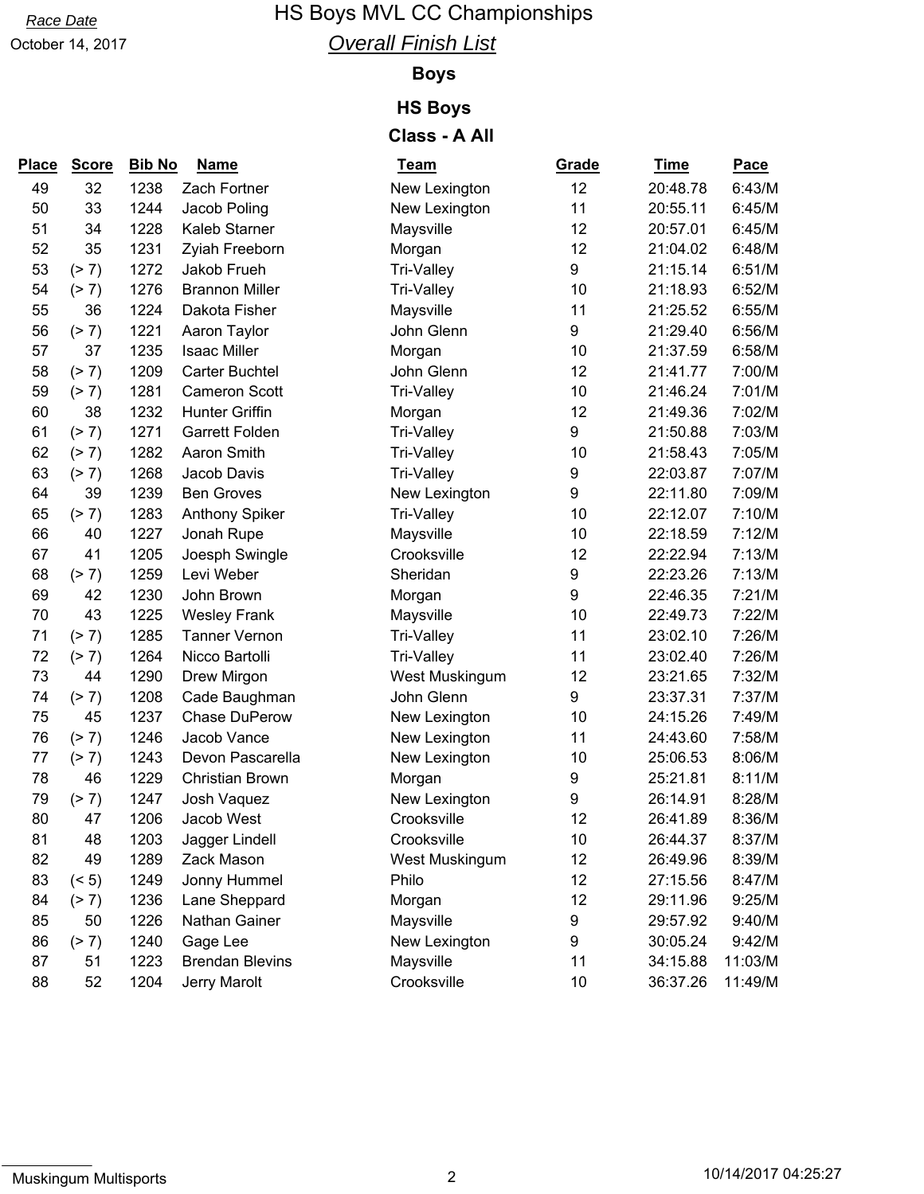*Race Date*

October 14, 2017

# HS Boys MVL CC Championships

## *Overall Finish List*

### Boys

### HS Boys

### Class - A All

| Place | Score | Bib No | Name | Team | Grade | Time | Pace |
|---|---|---|---|---|---|---|---|
| 49 | 32 | 1238 | Zach Fortner | New Lexington | 12 | 20:48.78 | 6:43/M |
| 50 | 33 | 1244 | Jacob Poling | New Lexington | 11 | 20:55.11 | 6:45/M |
| 51 | 34 | 1228 | Kaleb Starner | Maysville | 12 | 20:57.01 | 6:45/M |
| 52 | 35 | 1231 | Zyiah Freeborn | Morgan | 12 | 21:04.02 | 6:48/M |
| 53 | (> 7) | 1272 | Jakob Frueh | Tri-Valley | 9 | 21:15.14 | 6:51/M |
| 54 | (> 7) | 1276 | Brannon Miller | Tri-Valley | 10 | 21:18.93 | 6:52/M |
| 55 | 36 | 1224 | Dakota Fisher | Maysville | 11 | 21:25.52 | 6:55/M |
| 56 | (> 7) | 1221 | Aaron Taylor | John Glenn | 9 | 21:29.40 | 6:56/M |
| 57 | 37 | 1235 | Isaac Miller | Morgan | 10 | 21:37.59 | 6:58/M |
| 58 | (> 7) | 1209 | Carter Buchtel | John Glenn | 12 | 21:41.77 | 7:00/M |
| 59 | (> 7) | 1281 | Cameron Scott | Tri-Valley | 10 | 21:46.24 | 7:01/M |
| 60 | 38 | 1232 | Hunter Griffin | Morgan | 12 | 21:49.36 | 7:02/M |
| 61 | (> 7) | 1271 | Garrett Folden | Tri-Valley | 9 | 21:50.88 | 7:03/M |
| 62 | (> 7) | 1282 | Aaron Smith | Tri-Valley | 10 | 21:58.43 | 7:05/M |
| 63 | (> 7) | 1268 | Jacob Davis | Tri-Valley | 9 | 22:03.87 | 7:07/M |
| 64 | 39 | 1239 | Ben Groves | New Lexington | 9 | 22:11.80 | 7:09/M |
| 65 | (> 7) | 1283 | Anthony Spiker | Tri-Valley | 10 | 22:12.07 | 7:10/M |
| 66 | 40 | 1227 | Jonah Rupe | Maysville | 10 | 22:18.59 | 7:12/M |
| 67 | 41 | 1205 | Joesph Swingle | Crooksville | 12 | 22:22.94 | 7:13/M |
| 68 | (> 7) | 1259 | Levi Weber | Sheridan | 9 | 22:23.26 | 7:13/M |
| 69 | 42 | 1230 | John Brown | Morgan | 9 | 22:46.35 | 7:21/M |
| 70 | 43 | 1225 | Wesley Frank | Maysville | 10 | 22:49.73 | 7:22/M |
| 71 | (> 7) | 1285 | Tanner Vernon | Tri-Valley | 11 | 23:02.10 | 7:26/M |
| 72 | (> 7) | 1264 | Nicco Bartolli | Tri-Valley | 11 | 23:02.40 | 7:26/M |
| 73 | 44 | 1290 | Drew Mirgon | West Muskingum | 12 | 23:21.65 | 7:32/M |
| 74 | (> 7) | 1208 | Cade Baughman | John Glenn | 9 | 23:37.31 | 7:37/M |
| 75 | 45 | 1237 | Chase DuPerow | New Lexington | 10 | 24:15.26 | 7:49/M |
| 76 | (> 7) | 1246 | Jacob Vance | New Lexington | 11 | 24:43.60 | 7:58/M |
| 77 | (> 7) | 1243 | Devon Pascarella | New Lexington | 10 | 25:06.53 | 8:06/M |
| 78 | 46 | 1229 | Christian Brown | Morgan | 9 | 25:21.81 | 8:11/M |
| 79 | (> 7) | 1247 | Josh Vaquez | New Lexington | 9 | 26:14.91 | 8:28/M |
| 80 | 47 | 1206 | Jacob West | Crooksville | 12 | 26:41.89 | 8:36/M |
| 81 | 48 | 1203 | Jagger Lindell | Crooksville | 10 | 26:44.37 | 8:37/M |
| 82 | 49 | 1289 | Zack Mason | West Muskingum | 12 | 26:49.96 | 8:39/M |
| 83 | (< 5) | 1249 | Jonny Hummel | Philo | 12 | 27:15.56 | 8:47/M |
| 84 | (> 7) | 1236 | Lane Sheppard | Morgan | 12 | 29:11.96 | 9:25/M |
| 85 | 50 | 1226 | Nathan Gainer | Maysville | 9 | 29:57.92 | 9:40/M |
| 86 | (> 7) | 1240 | Gage Lee | New Lexington | 9 | 30:05.24 | 9:42/M |
| 87 | 51 | 1223 | Brendan Blevins | Maysville | 11 | 34:15.88 | 11:03/M |
| 88 | 52 | 1204 | Jerry Marolt | Crooksville | 10 | 36:37.26 | 11:49/M |

Muskingum Multisports

10/14/2017 04:25:27